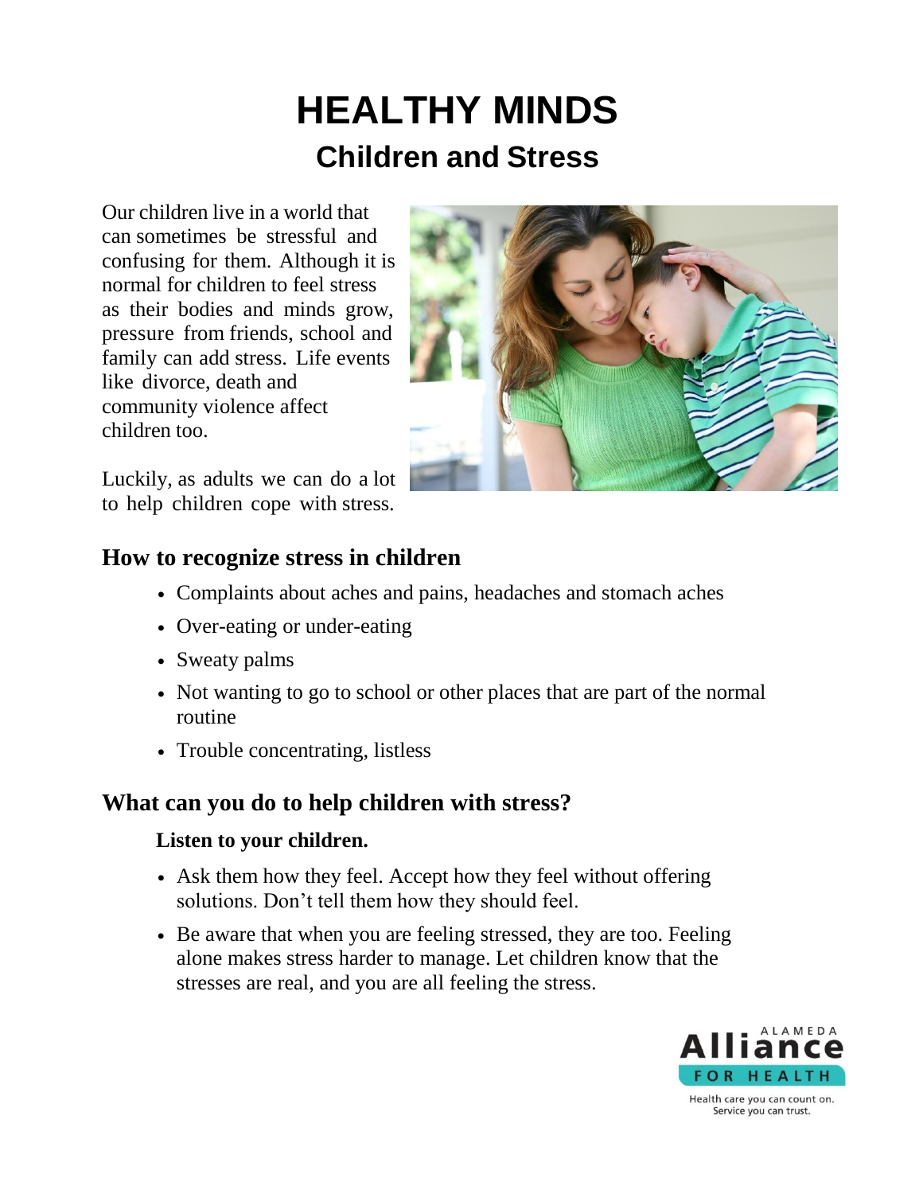# HEALTHY MINDS

## Children and Stress

Our children live in a world that can sometimes be stressful and confusing for them. Although it is normal for children to feel stress as their bodies and minds grow, pressure from friends, school and family can add stress. Life events like divorce, death and community violence affect children too.

Luckily, as adults we can do a lot to help children cope with stress.

### How to recognize stress in children

- Complaints about aches and pains, headaches and stomach aches
- Over-eating or under-eating
- Sweaty palms
- Not wanting to go to school or other places that are part of the normal routine
- Trouble concentrating, listless

### What can you do to help children with stress?

**Listen to your children.**

- Ask them how they feel. Accept how they feel without offering solutions. Don't tell them how they should feel.
- Be aware that when you are feeling stressed, they are too. Feeling alone makes stress harder to manage. Let children know that the stresses are real, and you are all feeling the stress.

ALAMEDA Alliance FOR HEALTH

Health care you can count on.
Service you can trust.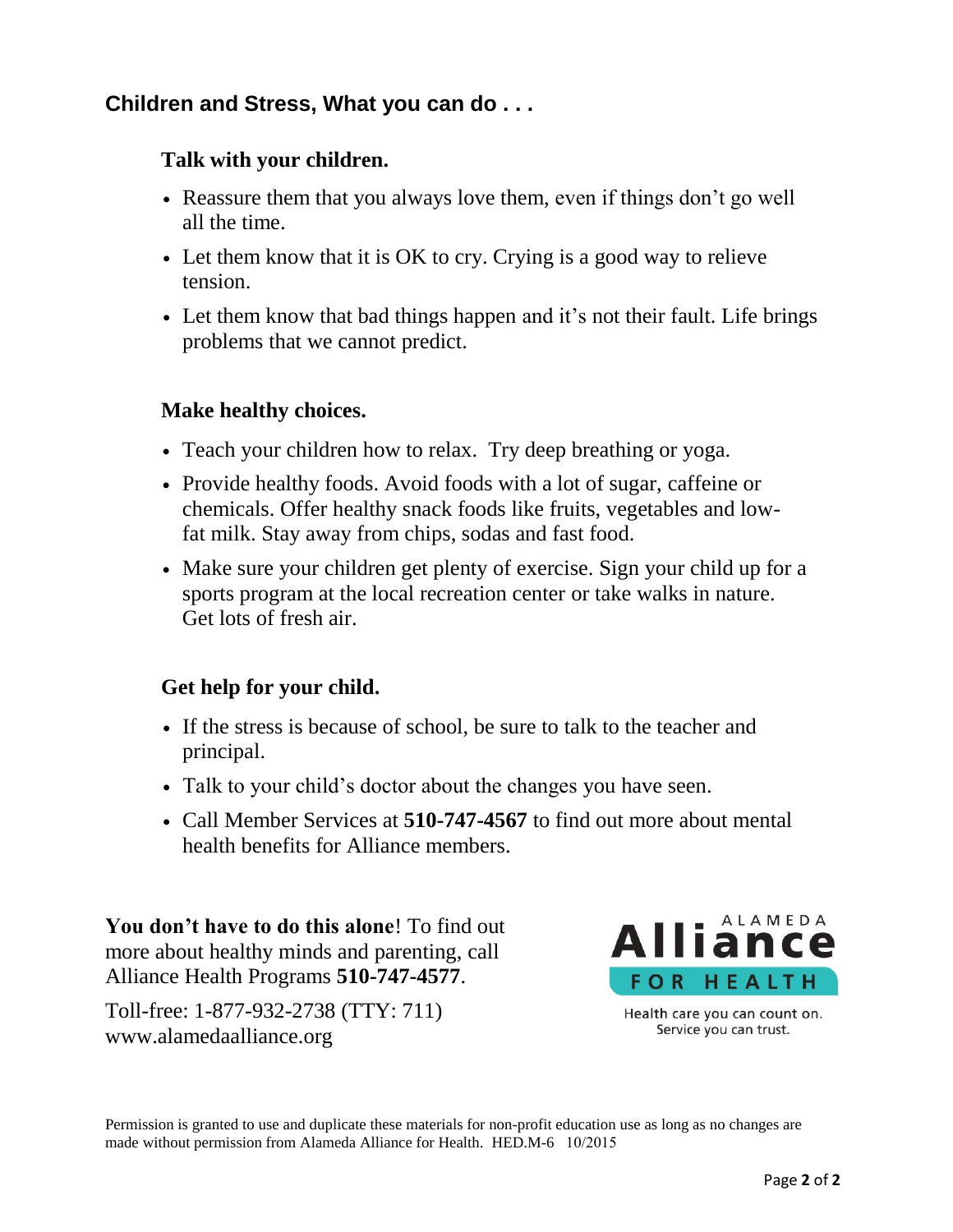## Children and Stress, What you can do . . .

### Talk with your children.

- Reassure them that you always love them, even if things don't go well all the time.
- Let them know that it is OK to cry. Crying is a good way to relieve tension.
- Let them know that bad things happen and it's not their fault. Life brings problems that we cannot predict.

### Make healthy choices.

- Teach your children how to relax. Try deep breathing or yoga.
- Provide healthy foods. Avoid foods with a lot of sugar, caffeine or chemicals. Offer healthy snack foods like fruits, vegetables and low-fat milk. Stay away from chips, sodas and fast food.
- Make sure your children get plenty of exercise. Sign your child up for a sports program at the local recreation center or take walks in nature. Get lots of fresh air.

### Get help for your child.

- If the stress is because of school, be sure to talk to the teacher and principal.
- Talk to your child's doctor about the changes you have seen.
- Call Member Services at **510-747-4567** to find out more about mental health benefits for Alliance members.

**You don't have to do this alone**! To find out more about healthy minds and parenting, call Alliance Health Programs **510-747-4577**.

Toll-free: 1-877-932-2738 (TTY: 711)
www.alamedaalliance.org

ALAMEDA Alliance FOR HEALTH

Health care you can count on.
Service you can trust.

Permission is granted to use and duplicate these materials for non-profit education use as long as no changes are made without permission from Alameda Alliance for Health. HED.M-6 10/2015